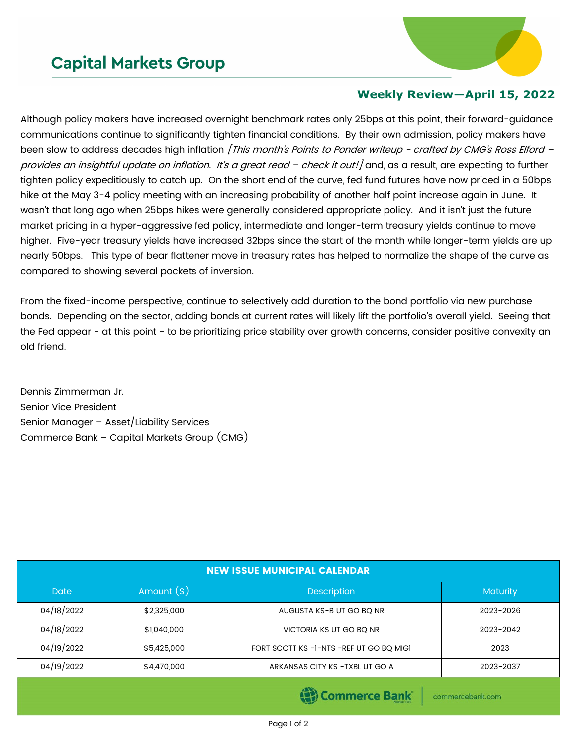# Capital Markets Group

## Weekly Review—April 15, 2022

Although policy makers have increased overnight benchmark rates only 25bps at this point, their forward-guidance communications continue to significantly tighten financial conditions. By their own admission, policy makers have been slow to address decades high inflation *[This month's Points to Ponder writeup - crafted by CMG's Ross Elford – provides an insightful update on inflation. It's a great read – check it out!]* and, as a result, are expecting to further tighten policy expeditiously to catch up. On the short end of the curve, fed fund futures have now priced in a 50bps hike at the May 3-4 policy meeting with an increasing probability of another half point increase again in June. It wasn't that long ago when 25bps hikes were generally considered appropriate policy. And it isn't just the future market pricing in a hyper-aggressive fed policy, intermediate and longer-term treasury yields continue to move higher. Five-year treasury yields have increased 32bps since the start of the month while longer-term yields are up nearly 50bps. This type of bear flattener move in treasury rates has helped to normalize the shape of the curve as compared to showing several pockets of inversion.

From the fixed-income perspective, continue to selectively add duration to the bond portfolio via new purchase bonds. Depending on the sector, adding bonds at current rates will likely lift the portfolio's overall yield. Seeing that the Fed appear - at this point - to be prioritizing price stability over growth concerns, consider positive convexity an old friend.

Dennis Zimmerman Jr.
Senior Vice President
Senior Manager – Asset/Liability Services
Commerce Bank – Capital Markets Group (CMG)

| NEW ISSUE MUNICIPAL CALENDAR | | | |
|---|---|---|---|
| Date | Amount ($) | Description | Maturity |
| 04/18/2022 | $2,325,000 | AUGUSTA KS-B UT GO BQ NR | 2023-2026 |
| 04/18/2022 | $1,040,000 | VICTORIA KS UT GO BQ NR | 2023-2042 |
| 04/19/2022 | $5,425,000 | FORT SCOTT KS -1-NTS -REF UT GO BQ MIG1 | 2023 |
| 04/19/2022 | $4,470,000 | ARKANSAS CITY KS -TXBL UT GO A | 2023-2037 |

Commerce Bank | commercebank.com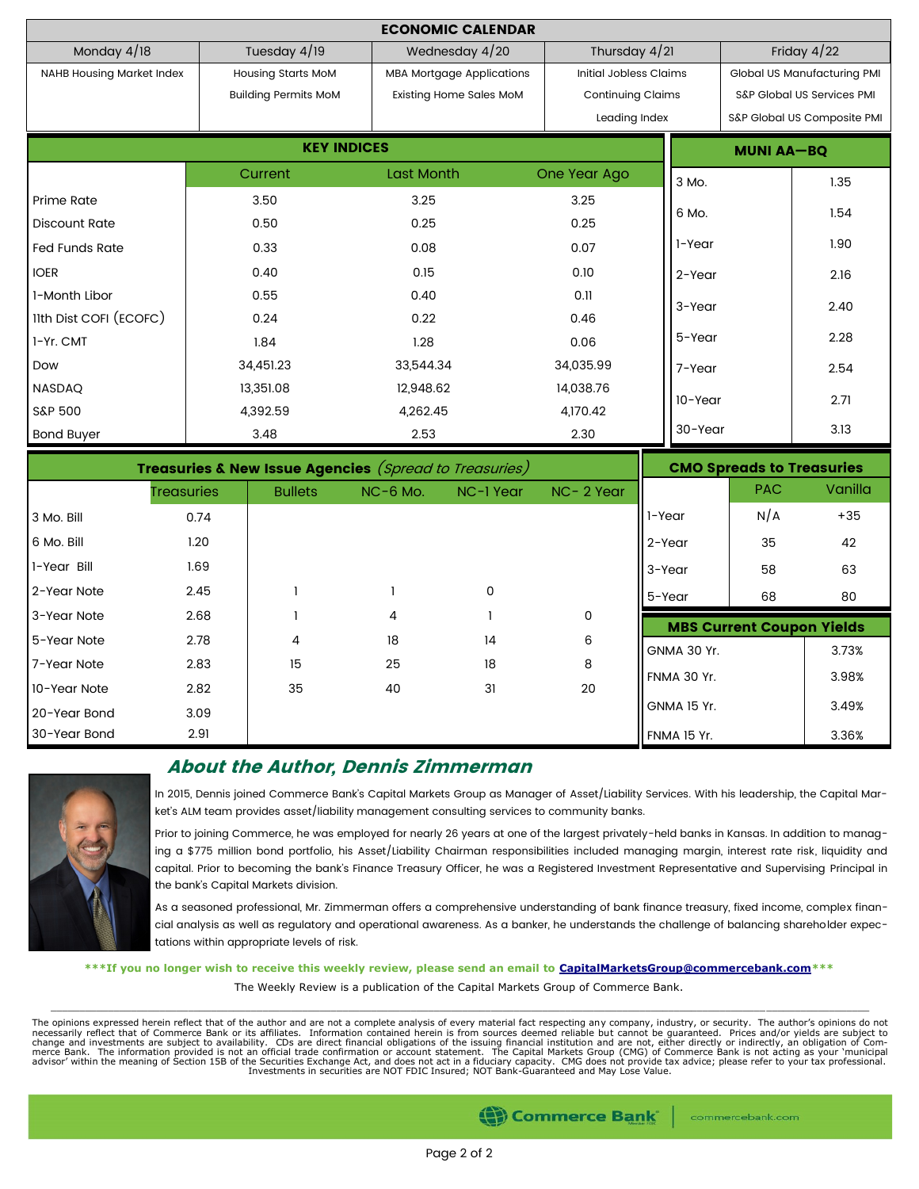## ECONOMIC CALENDAR

| Monday 4/18 | Tuesday 4/19 | Wednesday 4/20 | Thursday 4/21 | Friday 4/22 |
|---|---|---|---|---|
| NAHB Housing Market Index | Housing Starts MoM | MBA Mortgage Applications | Initial Jobless Claims | Global US Manufacturing PMI |
| | Building Permits MoM | Existing Home Sales MoM | Continuing Claims | S&P Global US Services PMI |
| | | | Leading Index | S&P Global US Composite PMI |

## KEY INDICES

| | Current | Last Month | One Year Ago |
|---|---|---|---|
| Prime Rate | 3.50 | 3.25 | 3.25 |
| Discount Rate | 0.50 | 0.25 | 0.25 |
| Fed Funds Rate | 0.33 | 0.08 | 0.07 |
| IOER | 0.40 | 0.15 | 0.10 |
| 1-Month Libor | 0.55 | 0.40 | 0.11 |
| 11th Dist COFI (ECOFC) | 0.24 | 0.22 | 0.46 |
| 1-Yr. CMT | 1.84 | 1.28 | 0.06 |
| Dow | 34,451.23 | 33,544.34 | 34,035.99 |
| NASDAQ | 13,351.08 | 12,948.62 | 14,038.76 |
| S&P 500 | 4,392.59 | 4,262.45 | 4,170.42 |
| Bond Buyer | 3.48 | 2.53 | 2.30 |

## MUNI AA—BQ

| | |
|---|---|
| 3 Mo. | 1.35 |
| 6 Mo. | 1.54 |
| 1-Year | 1.90 |
| 2-Year | 2.16 |
| 3-Year | 2.40 |
| 5-Year | 2.28 |
| 7-Year | 2.54 |
| 10-Year | 2.71 |
| 30-Year | 3.13 |

## Treasuries & New Issue Agencies *(Spread to Treasuries)*

| | Treasuries | Bullets | NC-6 Mo. | NC-1 Year | NC- 2 Year |
|---|---|---|---|---|---|
| 3 Mo. Bill | 0.74 | | | | |
| 6 Mo. Bill | 1.20 | | | | |
| 1-Year Bill | 1.69 | | | | |
| 2-Year Note | 2.45 | 1 | 1 | 0 | |
| 3-Year Note | 2.68 | 1 | 4 | 1 | 0 |
| 5-Year Note | 2.78 | 4 | 18 | 14 | 6 |
| 7-Year Note | 2.83 | 15 | 25 | 18 | 8 |
| 10-Year Note | 2.82 | 35 | 40 | 31 | 20 |
| 20-Year Bond | 3.09 | | | | |
| 30-Year Bond | 2.91 | | | | |

## CMO Spreads to Treasuries

| | PAC | Vanilla |
|---|---|---|
| 1-Year | N/A | +35 |
| 2-Year | 35 | 42 |
| 3-Year | 58 | 63 |
| 5-Year | 68 | 80 |

## MBS Current Coupon Yields

| | |
|---|---|
| GNMA 30 Yr. | 3.73% |
| FNMA 30 Yr. | 3.98% |
| GNMA 15 Yr. | 3.49% |
| FNMA 15 Yr. | 3.36% |

## *About the Author, Dennis Zimmerman*

In 2015, Dennis joined Commerce Bank's Capital Markets Group as Manager of Asset/Liability Services. With his leadership, the Capital Market's ALM team provides asset/liability management consulting services to community banks.

Prior to joining Commerce, he was employed for nearly 26 years at one of the largest privately-held banks in Kansas. In addition to managing a $775 million bond portfolio, his Asset/Liability Chairman responsibilities included managing margin, interest rate risk, liquidity and capital. Prior to becoming the bank's Finance Treasury Officer, he was a Registered Investment Representative and Supervising Principal in the bank's Capital Markets division.

As a seasoned professional, Mr. Zimmerman offers a comprehensive understanding of bank finance treasury, fixed income, complex financial analysis as well as regulatory and operational awareness. As a banker, he understands the challenge of balancing shareholder expectations within appropriate levels of risk.

**\*\*\*If you no longer wish to receive this weekly review, please send an email to CapitalMarketsGroup@commercebank.com\*\*\***

The Weekly Review is a publication of the Capital Markets Group of Commerce Bank.

The opinions expressed herein reflect that of the author and are not a complete analysis of every material fact respecting any company, industry, or security. The author's opinions do not necessarily reflect that of Commerce Bank or its affiliates. Information contained herein is from sources deemed reliable but cannot be guaranteed. Prices and/or yields are subject to change and investments are subject to availability. CDs are direct financial obligations of the issuing financial institution and are not, either directly or indirectly, an obligation of Commerce Bank. The information provided is not an official trade confirmation or account statement. The Capital Markets Group (CMG) of Commerce Bank is not acting as your 'municipal advisor' within the meaning of Section 15B of the Securities Exchange Act, and does not act in a fiduciary capacity. CMG does not provide tax advice; please refer to your tax professional. Investments in securities are NOT FDIC Insured; NOT Bank-Guaranteed and May Lose Value.

Commerce Bank | commercebank.com